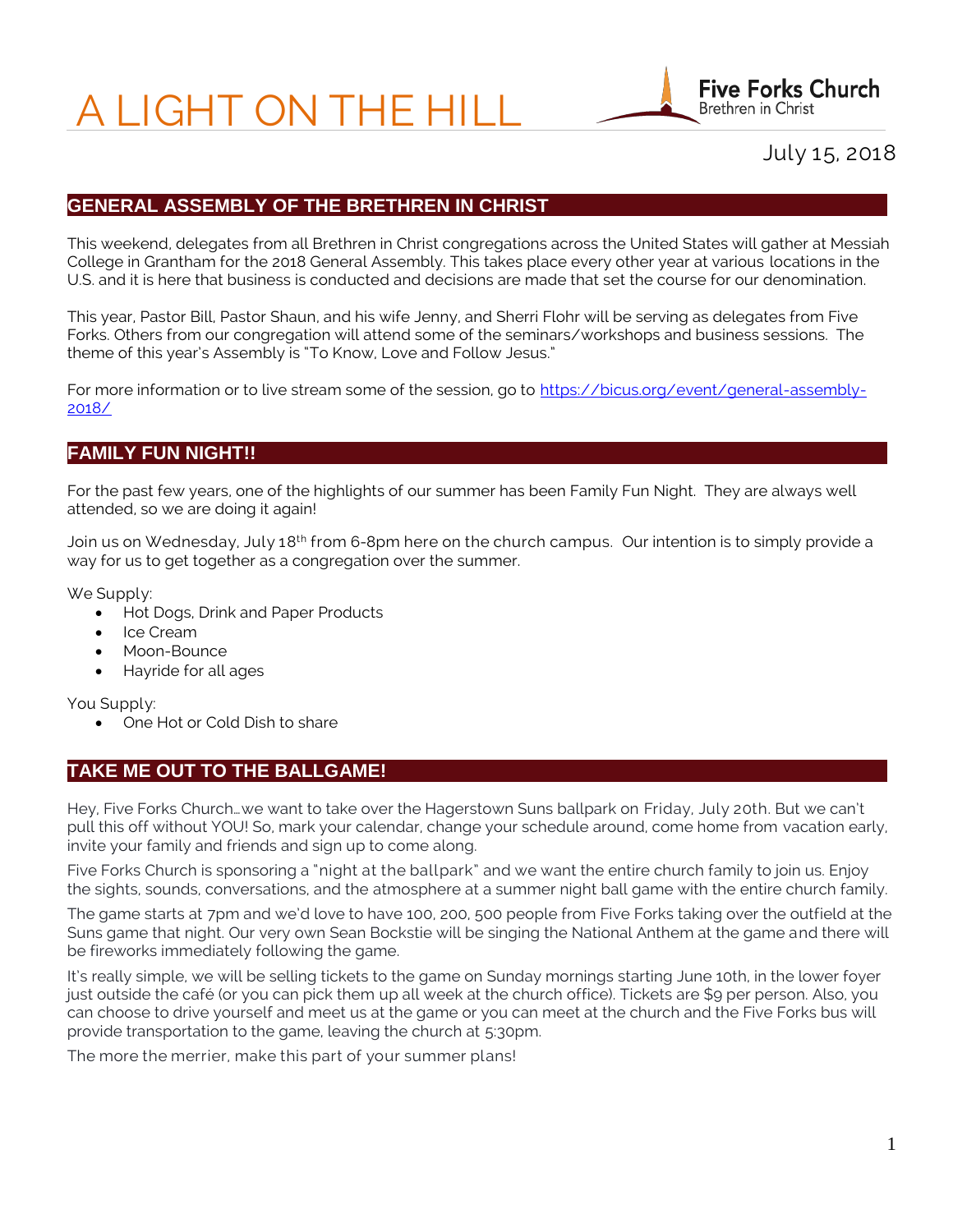# A LIGHT ON THE HILL

Five Forks Church
Brethren in Christ

July 15, 2018

## GENERAL ASSEMBLY OF THE BRETHREN IN CHRIST

This weekend, delegates from all Brethren in Christ congregations across the United States will gather at Messiah College in Grantham for the 2018 General Assembly. This takes place every other year at various locations in the U.S. and it is here that business is conducted and decisions are made that set the course for our denomination.

This year, Pastor Bill, Pastor Shaun, and his wife Jenny, and Sherri Flohr will be serving as delegates from Five Forks. Others from our congregation will attend some of the seminars/workshops and business sessions. The theme of this year's Assembly is "To Know, Love and Follow Jesus."

For more information or to live stream some of the session, go to https://bicus.org/event/general-assembly-2018/

## FAMILY FUN NIGHT!!

For the past few years, one of the highlights of our summer has been Family Fun Night. They are always well attended, so we are doing it again!

Join us on Wednesday, July 18th from 6-8pm here on the church campus. Our intention is to simply provide a way for us to get together as a congregation over the summer.

We Supply:

- Hot Dogs, Drink and Paper Products
- Ice Cream
- Moon-Bounce
- Hayride for all ages

You Supply:

- One Hot or Cold Dish to share

## TAKE ME OUT TO THE BALLGAME!

Hey, Five Forks Church…we want to take over the Hagerstown Suns ballpark on Friday, July 20th. But we can't pull this off without YOU! So, mark your calendar, change your schedule around, come home from vacation early, invite your family and friends and sign up to come along.

Five Forks Church is sponsoring a "night at the ballpark" and we want the entire church family to join us. Enjoy the sights, sounds, conversations, and the atmosphere at a summer night ball game with the entire church family.

The game starts at 7pm and we'd love to have 100, 200, 500 people from Five Forks taking over the outfield at the Suns game that night. Our very own Sean Bockstie will be singing the National Anthem at the game and there will be fireworks immediately following the game.

It's really simple, we will be selling tickets to the game on Sunday mornings starting June 10th, in the lower foyer just outside the café (or you can pick them up all week at the church office). Tickets are $9 per person. Also, you can choose to drive yourself and meet us at the game or you can meet at the church and the Five Forks bus will provide transportation to the game, leaving the church at 5:30pm.

The more the merrier, make this part of your summer plans!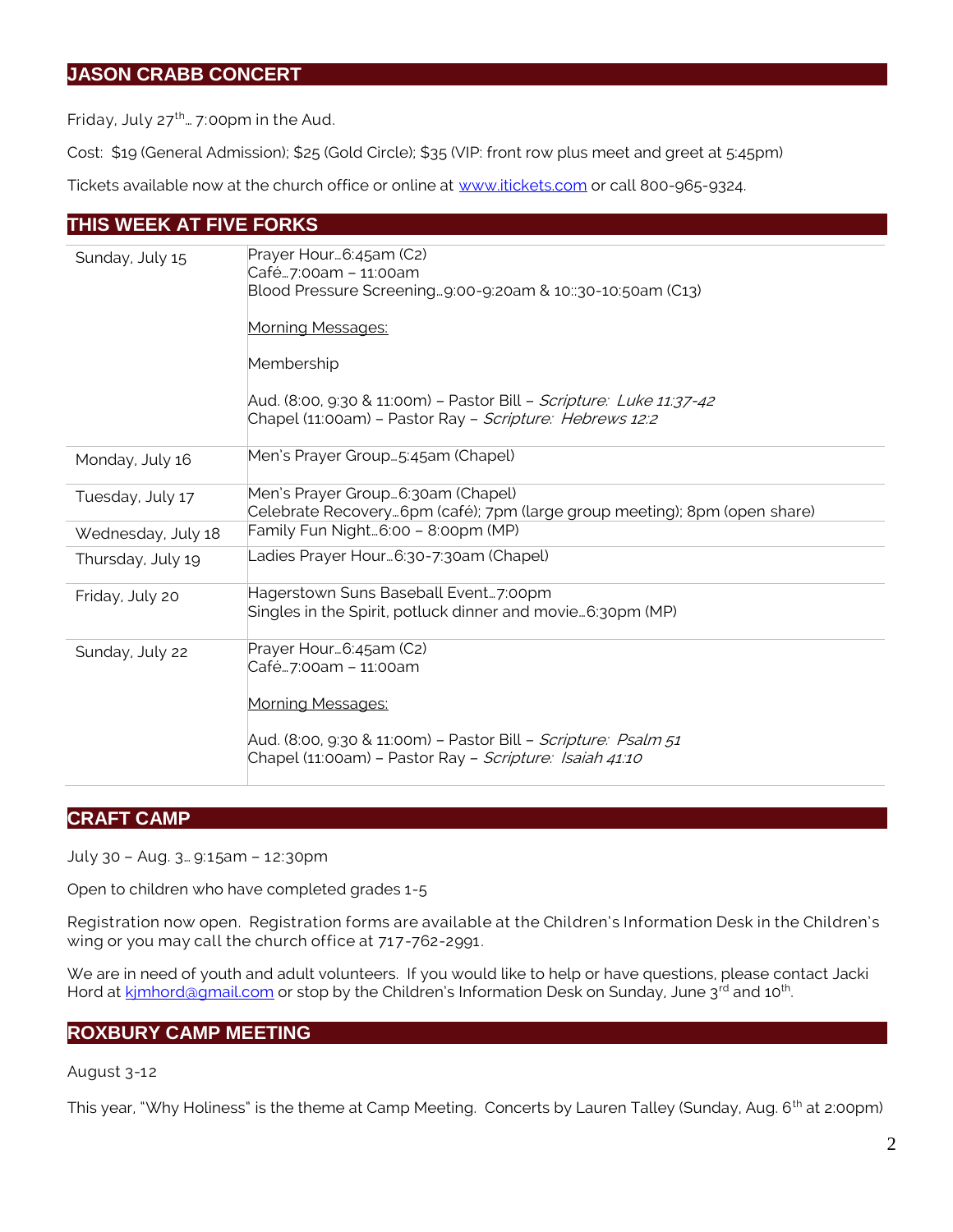## JASON CRABB CONCERT

Friday, July 27th… 7:00pm in the Aud.

Cost: $19 (General Admission); $25 (Gold Circle); $35 (VIP: front row plus meet and greet at 5:45pm)

Tickets available now at the church office or online at www.itickets.com or call 800-965-9324.

## THIS WEEK AT FIVE FORKS

| | |
|---|---|
| Sunday, July 15 | Prayer Hour…6:45am (C2)<br>Café…7:00am – 11:00am<br>Blood Pressure Screening…9:00-9:20am & 10::30-10:50am (C13)<br><br><u>Morning Messages:</u><br><br>Membership<br><br>Aud. (8:00, 9:30 & 11:00m) – Pastor Bill – *Scripture: Luke 11:37-42*<br>Chapel (11:00am) – Pastor Ray – *Scripture: Hebrews 12:2* |
| Monday, July 16 | Men's Prayer Group…5:45am (Chapel) |
| Tuesday, July 17 | Men's Prayer Group…6:30am (Chapel)<br>Celebrate Recovery…6pm (café); 7pm (large group meeting); 8pm (open share) |
| Wednesday, July 18 | Family Fun Night…6:00 – 8:00pm (MP) |
| Thursday, July 19 | Ladies Prayer Hour…6:30-7:30am (Chapel) |
| Friday, July 20 | Hagerstown Suns Baseball Event…7:00pm<br>Singles in the Spirit, potluck dinner and movie…6:30pm (MP) |
| Sunday, July 22 | Prayer Hour…6:45am (C2)<br>Café…7:00am – 11:00am<br><br><u>Morning Messages:</u><br><br>Aud. (8:00, 9:30 & 11:00m) – Pastor Bill – *Scripture: Psalm 51*<br>Chapel (11:00am) – Pastor Ray – *Scripture: Isaiah 41:10* |

## CRAFT CAMP

July 30 – Aug. 3… 9:15am – 12:30pm

Open to children who have completed grades 1-5

Registration now open. Registration forms are available at the Children's Information Desk in the Children's wing or you may call the church office at 717-762-2991.

We are in need of youth and adult volunteers. If you would like to help or have questions, please contact Jacki Hord at kjmhord@gmail.com or stop by the Children's Information Desk on Sunday, June 3rd and 10th.

## ROXBURY CAMP MEETING

August 3-12

This year, "Why Holiness" is the theme at Camp Meeting. Concerts by Lauren Talley (Sunday, Aug. 6th at 2:00pm)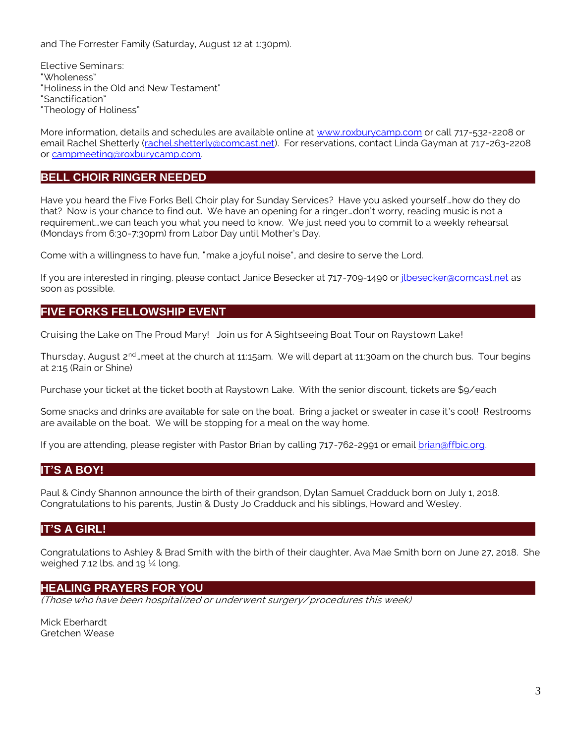and The Forrester Family (Saturday, August 12 at 1:30pm).

Elective Seminars:
"Wholeness"
"Holiness in the Old and New Testament"
"Sanctification"
"Theology of Holiness"

More information, details and schedules are available online at www.roxburycamp.com or call 717-532-2208 or email Rachel Shetterly (rachel.shetterly@comcast.net). For reservations, contact Linda Gayman at 717-263-2208 or campmeeting@roxburycamp.com.

## BELL CHOIR RINGER NEEDED

Have you heard the Five Forks Bell Choir play for Sunday Services? Have you asked yourself…how do they do that? Now is your chance to find out. We have an opening for a ringer…don't worry, reading music is not a requirement…we can teach you what you need to know. We just need you to commit to a weekly rehearsal (Mondays from 6:30-7:30pm) from Labor Day until Mother's Day.

Come with a willingness to have fun, "make a joyful noise", and desire to serve the Lord.

If you are interested in ringing, please contact Janice Besecker at 717-709-1490 or jlbesecker@comcast.net as soon as possible.

## FIVE FORKS FELLOWSHIP EVENT

Cruising the Lake on The Proud Mary! Join us for A Sightseeing Boat Tour on Raystown Lake!

Thursday, August 2nd…meet at the church at 11:15am. We will depart at 11:30am on the church bus. Tour begins at 2:15 (Rain or Shine)

Purchase your ticket at the ticket booth at Raystown Lake. With the senior discount, tickets are $9/each

Some snacks and drinks are available for sale on the boat. Bring a jacket or sweater in case it's cool! Restrooms are available on the boat. We will be stopping for a meal on the way home.

If you are attending, please register with Pastor Brian by calling 717-762-2991 or email brian@ffbic.org.

## IT'S A BOY!

Paul & Cindy Shannon announce the birth of their grandson, Dylan Samuel Cradduck born on July 1, 2018. Congratulations to his parents, Justin & Dusty Jo Cradduck and his siblings, Howard and Wesley.

## IT'S A GIRL!

Congratulations to Ashley & Brad Smith with the birth of their daughter, Ava Mae Smith born on June 27, 2018. She weighed 7.12 lbs. and 19 ¼ long.

## HEALING PRAYERS FOR YOU

*(Those who have been hospitalized or underwent surgery/procedures this week)*

Mick Eberhardt
Gretchen Wease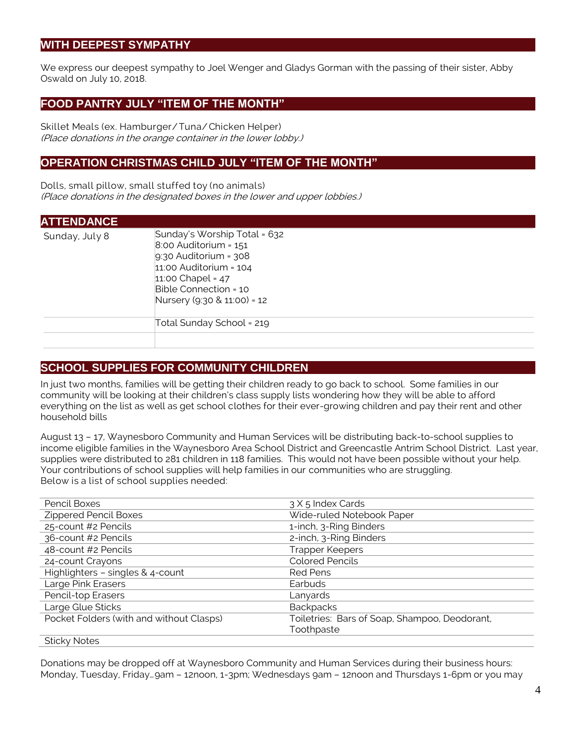## WITH DEEPEST SYMPATHY

We express our deepest sympathy to Joel Wenger and Gladys Gorman with the passing of their sister, Abby Oswald on July 10, 2018.

## FOOD PANTRY JULY "ITEM OF THE MONTH"

Skillet Meals (ex. Hamburger/Tuna/Chicken Helper)
*(Place donations in the orange container in the lower lobby.)*

## OPERATION CHRISTMAS CHILD JULY "ITEM OF THE MONTH"

Dolls, small pillow, small stuffed toy (no animals)
*(Place donations in the designated boxes in the lower and upper lobbies.)*

## ATTENDANCE

| | |
|---|---|
| Sunday, July 8 | Sunday's Worship Total = 632<br>8:00 Auditorium = 151<br>9:30 Auditorium = 308<br>11:00 Auditorium = 104<br>11:00 Chapel = 47<br>Bible Connection = 10<br>Nursery (9:30 & 11:00) = 12 |
| | Total Sunday School = 219 |
| | |

## SCHOOL SUPPLIES FOR COMMUNITY CHILDREN

In just two months, families will be getting their children ready to go back to school. Some families in our community will be looking at their children's class supply lists wondering how they will be able to afford everything on the list as well as get school clothes for their ever-growing children and pay their rent and other household bills

August 13 – 17, Waynesboro Community and Human Services will be distributing back-to-school supplies to income eligible families in the Waynesboro Area School District and Greencastle Antrim School District. Last year, supplies were distributed to 281 children in 118 families. This would not have been possible without your help. Your contributions of school supplies will help families in our communities who are struggling.
Below is a list of school supplies needed:

| | |
|---|---|
| Pencil Boxes | 3 X 5 Index Cards |
| Zippered Pencil Boxes | Wide-ruled Notebook Paper |
| 25-count #2 Pencils | 1-inch, 3-Ring Binders |
| 36-count #2 Pencils | 2-inch, 3-Ring Binders |
| 48-count #2 Pencils | Trapper Keepers |
| 24-count Crayons | Colored Pencils |
| Highlighters – singles & 4-count | Red Pens |
| Large Pink Erasers | Earbuds |
| Pencil-top Erasers | Lanyards |
| Large Glue Sticks | Backpacks |
| Pocket Folders (with and without Clasps) | Toiletries: Bars of Soap, Shampoo, Deodorant, Toothpaste |
| Sticky Notes | |

Donations may be dropped off at Waynesboro Community and Human Services during their business hours: Monday, Tuesday, Friday…9am – 12noon, 1-3pm; Wednesdays 9am – 12noon and Thursdays 1-6pm or you may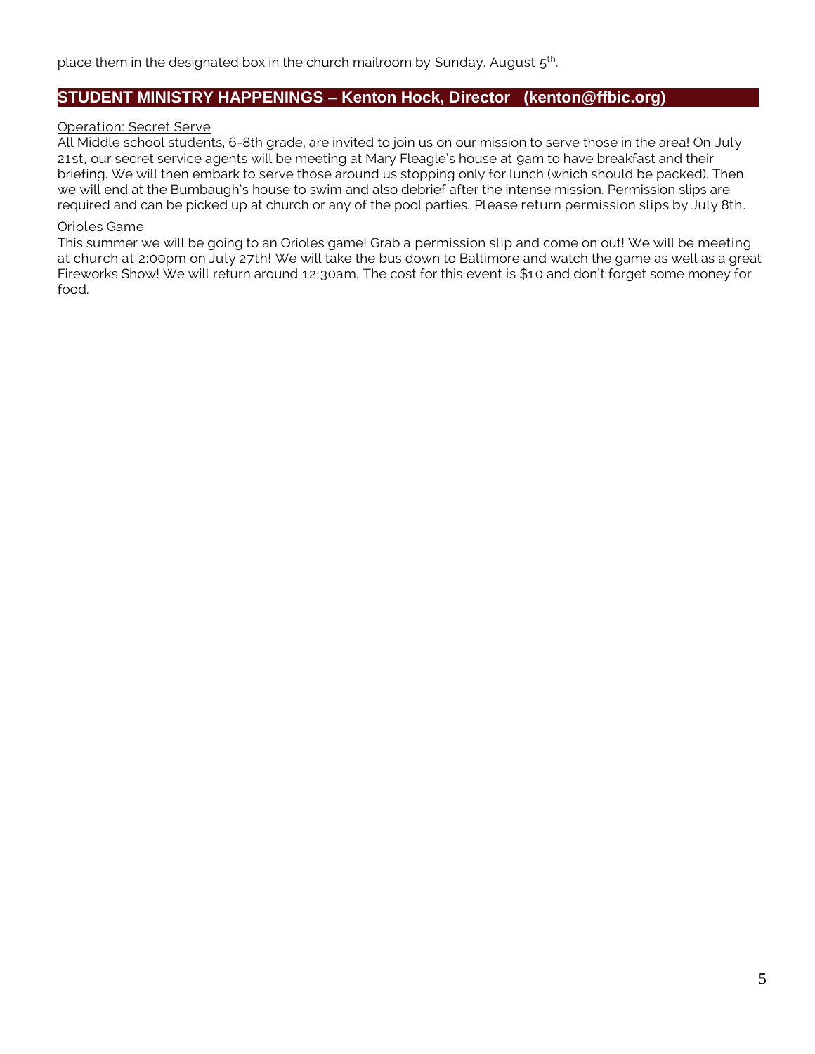place them in the designated box in the church mailroom by Sunday, August 5th.

## STUDENT MINISTRY HAPPENINGS – Kenton Hock, Director (kenton@ffbic.org)

Operation: Secret Serve

All Middle school students, 6-8th grade, are invited to join us on our mission to serve those in the area! On July 21st, our secret service agents will be meeting at Mary Fleagle's house at 9am to have breakfast and their briefing. We will then embark to serve those around us stopping only for lunch (which should be packed). Then we will end at the Bumbaugh's house to swim and also debrief after the intense mission. Permission slips are required and can be picked up at church or any of the pool parties. Please return permission slips by July 8th.

Orioles Game

This summer we will be going to an Orioles game! Grab a permission slip and come on out! We will be meeting at church at 2:00pm on July 27th! We will take the bus down to Baltimore and watch the game as well as a great Fireworks Show! We will return around 12:30am. The cost for this event is $10 and don't forget some money for food.